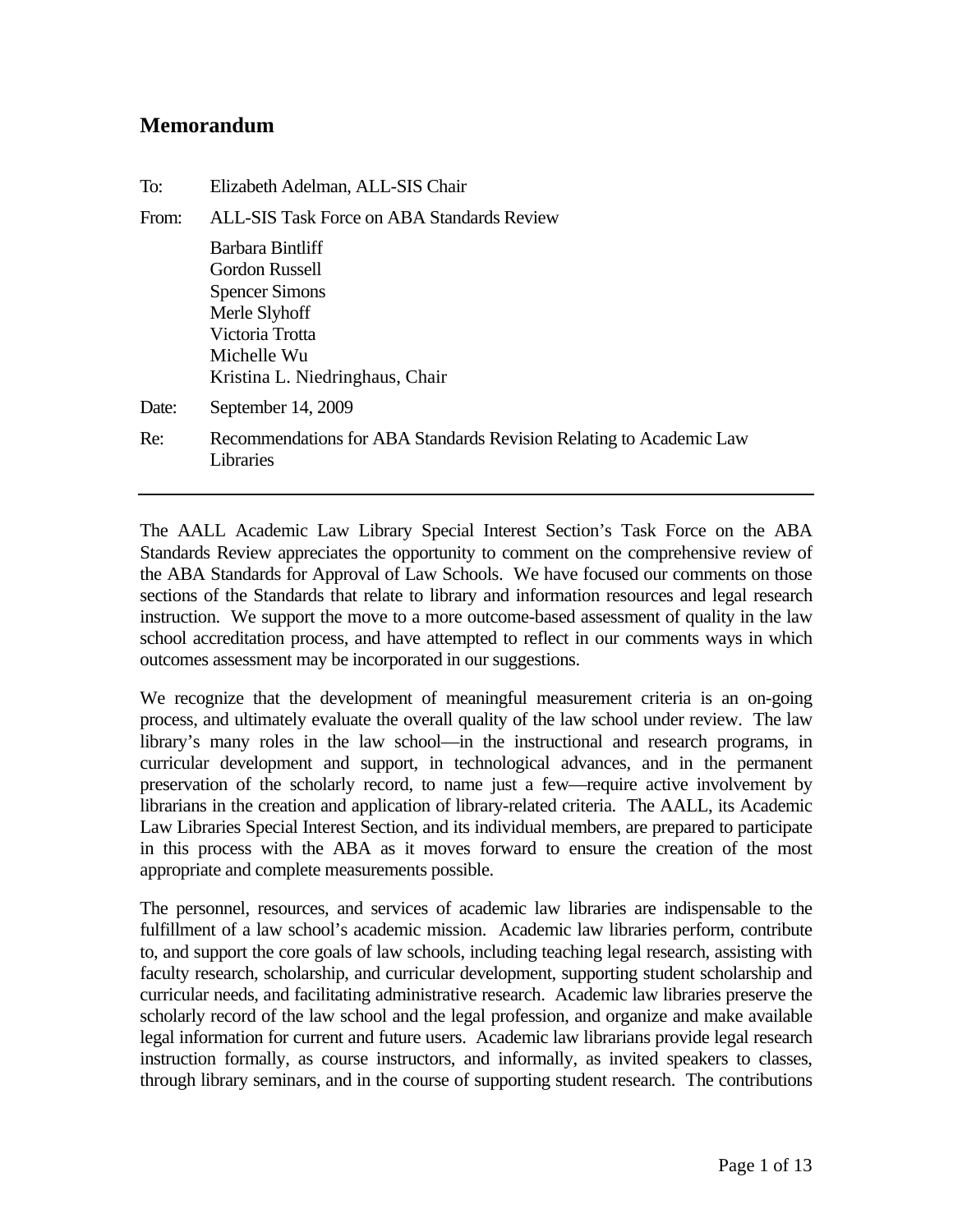## Memorandum

To: Elizabeth Adelman, ALL-SIS Chair

From: ALL-SIS Task Force on ABA Standards Review

Barbara Bintliff
Gordon Russell
Spencer Simons
Merle Slyhoff
Victoria Trotta
Michelle Wu
Kristina L. Niedringhaus, Chair

Date: September 14, 2009

Re: Recommendations for ABA Standards Revision Relating to Academic Law Libraries

---

The AALL Academic Law Library Special Interest Section's Task Force on the ABA Standards Review appreciates the opportunity to comment on the comprehensive review of the ABA Standards for Approval of Law Schools. We have focused our comments on those sections of the Standards that relate to library and information resources and legal research instruction. We support the move to a more outcome-based assessment of quality in the law school accreditation process, and have attempted to reflect in our comments ways in which outcomes assessment may be incorporated in our suggestions.

We recognize that the development of meaningful measurement criteria is an on-going process, and ultimately evaluate the overall quality of the law school under review. The law library's many roles in the law school—in the instructional and research programs, in curricular development and support, in technological advances, and in the permanent preservation of the scholarly record, to name just a few—require active involvement by librarians in the creation and application of library-related criteria. The AALL, its Academic Law Libraries Special Interest Section, and its individual members, are prepared to participate in this process with the ABA as it moves forward to ensure the creation of the most appropriate and complete measurements possible.

The personnel, resources, and services of academic law libraries are indispensable to the fulfillment of a law school's academic mission. Academic law libraries perform, contribute to, and support the core goals of law schools, including teaching legal research, assisting with faculty research, scholarship, and curricular development, supporting student scholarship and curricular needs, and facilitating administrative research. Academic law libraries preserve the scholarly record of the law school and the legal profession, and organize and make available legal information for current and future users. Academic law librarians provide legal research instruction formally, as course instructors, and informally, as invited speakers to classes, through library seminars, and in the course of supporting student research. The contributions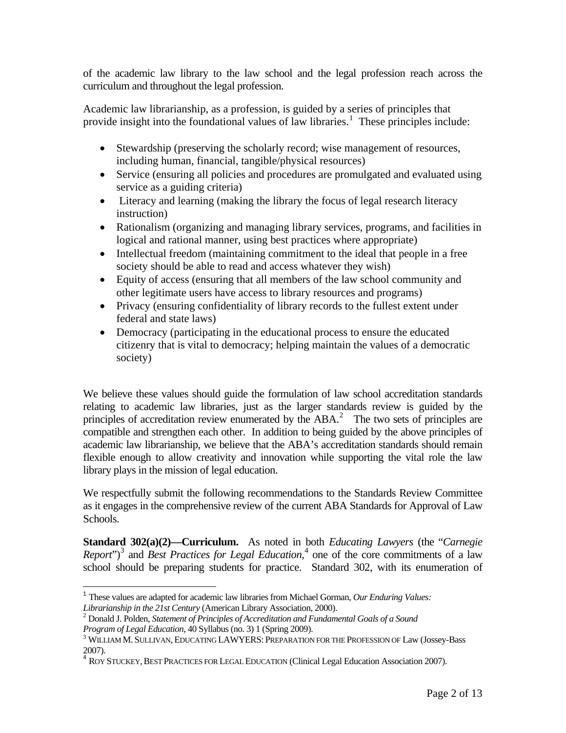of the academic law library to the law school and the legal profession reach across the curriculum and throughout the legal profession.

Academic law librarianship, as a profession, is guided by a series of principles that provide insight into the foundational values of law libraries.[1] These principles include:

- Stewardship (preserving the scholarly record; wise management of resources, including human, financial, tangible/physical resources)
- Service (ensuring all policies and procedures are promulgated and evaluated using service as a guiding criteria)
- Literacy and learning (making the library the focus of legal research literacy instruction)
- Rationalism (organizing and managing library services, programs, and facilities in logical and rational manner, using best practices where appropriate)
- Intellectual freedom (maintaining commitment to the ideal that people in a free society should be able to read and access whatever they wish)
- Equity of access (ensuring that all members of the law school community and other legitimate users have access to library resources and programs)
- Privacy (ensuring confidentiality of library records to the fullest extent under federal and state laws)
- Democracy (participating in the educational process to ensure the educated citizenry that is vital to democracy; helping maintain the values of a democratic society)

We believe these values should guide the formulation of law school accreditation standards relating to academic law libraries, just as the larger standards review is guided by the principles of accreditation review enumerated by the ABA.[2] The two sets of principles are compatible and strengthen each other. In addition to being guided by the above principles of academic law librarianship, we believe that the ABA's accreditation standards should remain flexible enough to allow creativity and innovation while supporting the vital role the law library plays in the mission of legal education.

We respectfully submit the following recommendations to the Standards Review Committee as it engages in the comprehensive review of the current ABA Standards for Approval of Law Schools.

**Standard 302(a)(2)—Curriculum.** As noted in both *Educating Lawyers* (the "*Carnegie Report*")[3] and *Best Practices for Legal Education*,[4] one of the core commitments of a law school should be preparing students for practice. Standard 302, with its enumeration of

---

[1] These values are adapted for academic law libraries from Michael Gorman, *Our Enduring Values: Librarianship in the 21st Century* (American Library Association, 2000).

[2] Donald J. Polden, *Statement of Principles of Accreditation and Fundamental Goals of a Sound Program of Legal Education*, 40 Syllabus (no. 3) 1 (Spring 2009).

[3] WILLIAM M. SULLIVAN, EDUCATING LAWYERS: PREPARATION FOR THE PROFESSION OF Law (Jossey-Bass 2007).

[4] ROY STUCKEY, BEST PRACTICES FOR LEGAL EDUCATION (Clinical Legal Education Association 2007).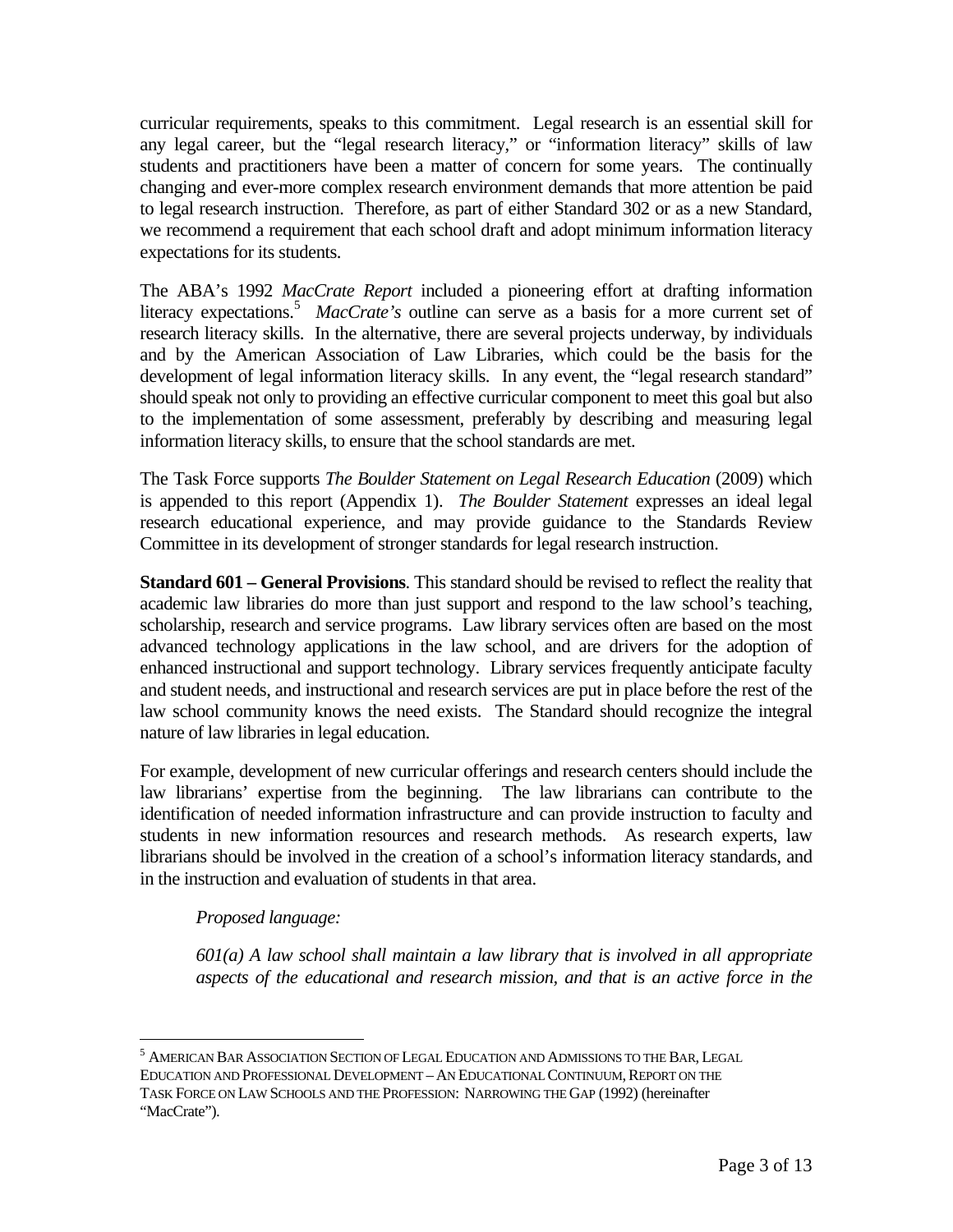curricular requirements, speaks to this commitment. Legal research is an essential skill for any legal career, but the "legal research literacy," or "information literacy" skills of law students and practitioners have been a matter of concern for some years. The continually changing and ever-more complex research environment demands that more attention be paid to legal research instruction. Therefore, as part of either Standard 302 or as a new Standard, we recommend a requirement that each school draft and adopt minimum information literacy expectations for its students.

The ABA's 1992 *MacCrate Report* included a pioneering effort at drafting information literacy expectations.[5] *MacCrate's* outline can serve as a basis for a more current set of research literacy skills. In the alternative, there are several projects underway, by individuals and by the American Association of Law Libraries, which could be the basis for the development of legal information literacy skills. In any event, the "legal research standard" should speak not only to providing an effective curricular component to meet this goal but also to the implementation of some assessment, preferably by describing and measuring legal information literacy skills, to ensure that the school standards are met.

The Task Force supports *The Boulder Statement on Legal Research Education* (2009) which is appended to this report (Appendix 1). *The Boulder Statement* expresses an ideal legal research educational experience, and may provide guidance to the Standards Review Committee in its development of stronger standards for legal research instruction.

**Standard 601 – General Provisions**. This standard should be revised to reflect the reality that academic law libraries do more than just support and respond to the law school's teaching, scholarship, research and service programs. Law library services often are based on the most advanced technology applications in the law school, and are drivers for the adoption of enhanced instructional and support technology. Library services frequently anticipate faculty and student needs, and instructional and research services are put in place before the rest of the law school community knows the need exists. The Standard should recognize the integral nature of law libraries in legal education.

For example, development of new curricular offerings and research centers should include the law librarians' expertise from the beginning. The law librarians can contribute to the identification of needed information infrastructure and can provide instruction to faculty and students in new information resources and research methods. As research experts, law librarians should be involved in the creation of a school's information literacy standards, and in the instruction and evaluation of students in that area.

> *Proposed language:*
>
> *601(a) A law school shall maintain a law library that is involved in all appropriate aspects of the educational and research mission, and that is an active force in the*

---

[5] AMERICAN BAR ASSOCIATION SECTION OF LEGAL EDUCATION AND ADMISSIONS TO THE BAR, LEGAL EDUCATION AND PROFESSIONAL DEVELOPMENT – AN EDUCATIONAL CONTINUUM, REPORT ON THE TASK FORCE ON LAW SCHOOLS AND THE PROFESSION: NARROWING THE GAP (1992) (hereinafter "MacCrate").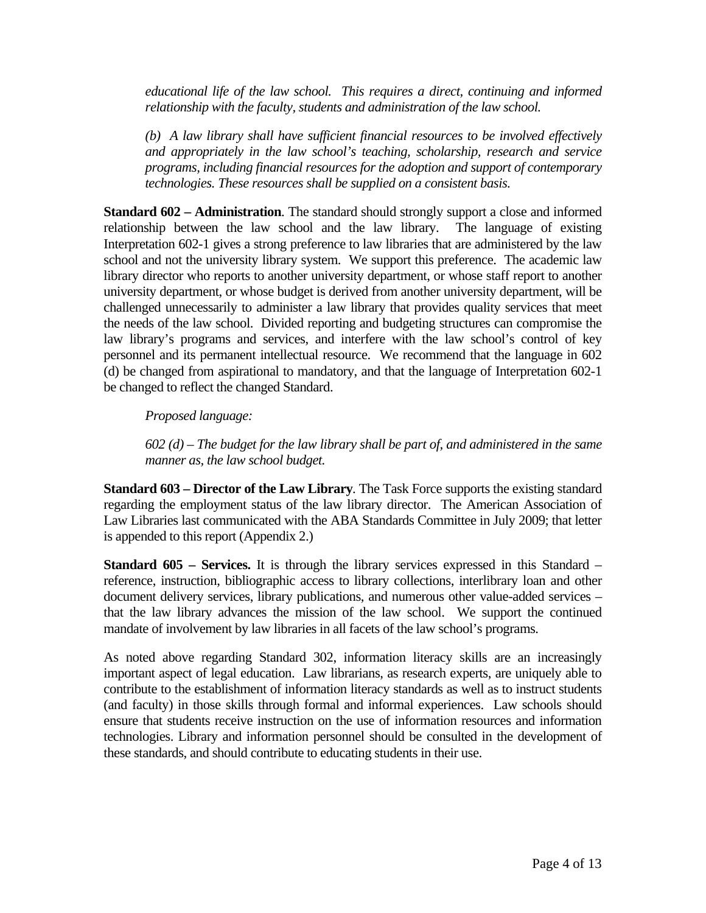*educational life of the law school. This requires a direct, continuing and informed relationship with the faculty, students and administration of the law school.*

*(b) A law library shall have sufficient financial resources to be involved effectively and appropriately in the law school's teaching, scholarship, research and service programs, including financial resources for the adoption and support of contemporary technologies. These resources shall be supplied on a consistent basis.*

**Standard 602 – Administration**. The standard should strongly support a close and informed relationship between the law school and the law library. The language of existing Interpretation 602-1 gives a strong preference to law libraries that are administered by the law school and not the university library system. We support this preference. The academic law library director who reports to another university department, or whose staff report to another university department, or whose budget is derived from another university department, will be challenged unnecessarily to administer a law library that provides quality services that meet the needs of the law school. Divided reporting and budgeting structures can compromise the law library's programs and services, and interfere with the law school's control of key personnel and its permanent intellectual resource. We recommend that the language in 602 (d) be changed from aspirational to mandatory, and that the language of Interpretation 602-1 be changed to reflect the changed Standard.

*Proposed language:*

*602 (d) – The budget for the law library shall be part of, and administered in the same manner as, the law school budget.*

**Standard 603 – Director of the Law Library**. The Task Force supports the existing standard regarding the employment status of the law library director. The American Association of Law Libraries last communicated with the ABA Standards Committee in July 2009; that letter is appended to this report (Appendix 2.)

**Standard 605 – Services.** It is through the library services expressed in this Standard – reference, instruction, bibliographic access to library collections, interlibrary loan and other document delivery services, library publications, and numerous other value-added services – that the law library advances the mission of the law school. We support the continued mandate of involvement by law libraries in all facets of the law school's programs.

As noted above regarding Standard 302, information literacy skills are an increasingly important aspect of legal education. Law librarians, as research experts, are uniquely able to contribute to the establishment of information literacy standards as well as to instruct students (and faculty) in those skills through formal and informal experiences. Law schools should ensure that students receive instruction on the use of information resources and information technologies. Library and information personnel should be consulted in the development of these standards, and should contribute to educating students in their use.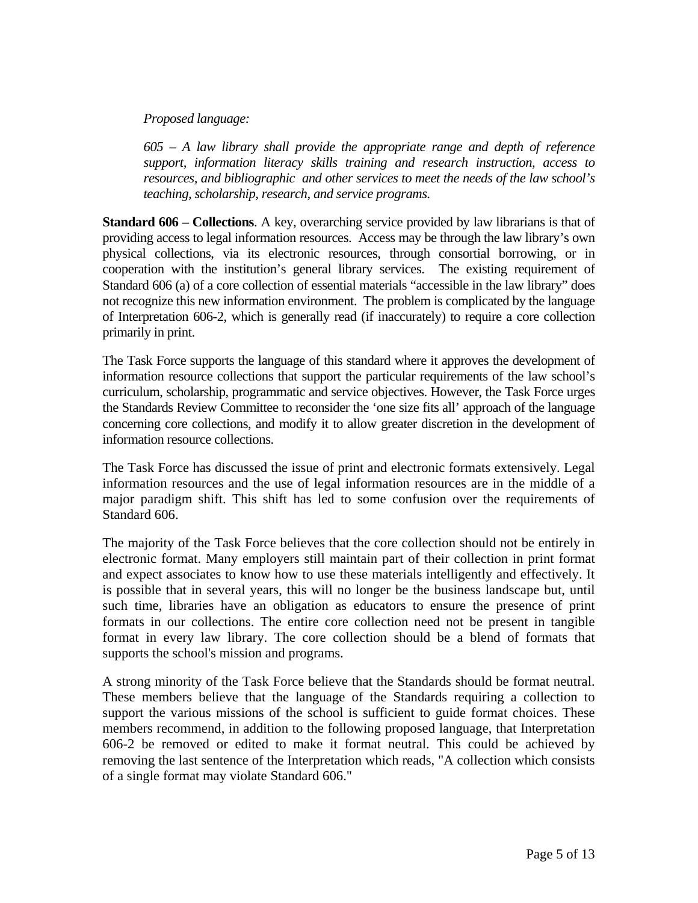*Proposed language:*

*605 – A law library shall provide the appropriate range and depth of reference support, information literacy skills training and research instruction, access to resources, and bibliographic and other services to meet the needs of the law school's teaching, scholarship, research, and service programs.*

**Standard 606 – Collections**. A key, overarching service provided by law librarians is that of providing access to legal information resources. Access may be through the law library's own physical collections, via its electronic resources, through consortial borrowing, or in cooperation with the institution's general library services. The existing requirement of Standard 606 (a) of a core collection of essential materials "accessible in the law library" does not recognize this new information environment. The problem is complicated by the language of Interpretation 606-2, which is generally read (if inaccurately) to require a core collection primarily in print.

The Task Force supports the language of this standard where it approves the development of information resource collections that support the particular requirements of the law school's curriculum, scholarship, programmatic and service objectives. However, the Task Force urges the Standards Review Committee to reconsider the 'one size fits all' approach of the language concerning core collections, and modify it to allow greater discretion in the development of information resource collections.

The Task Force has discussed the issue of print and electronic formats extensively. Legal information resources and the use of legal information resources are in the middle of a major paradigm shift. This shift has led to some confusion over the requirements of Standard 606.

The majority of the Task Force believes that the core collection should not be entirely in electronic format. Many employers still maintain part of their collection in print format and expect associates to know how to use these materials intelligently and effectively. It is possible that in several years, this will no longer be the business landscape but, until such time, libraries have an obligation as educators to ensure the presence of print formats in our collections. The entire core collection need not be present in tangible format in every law library. The core collection should be a blend of formats that supports the school's mission and programs.

A strong minority of the Task Force believe that the Standards should be format neutral. These members believe that the language of the Standards requiring a collection to support the various missions of the school is sufficient to guide format choices. These members recommend, in addition to the following proposed language, that Interpretation 606-2 be removed or edited to make it format neutral. This could be achieved by removing the last sentence of the Interpretation which reads, "A collection which consists of a single format may violate Standard 606."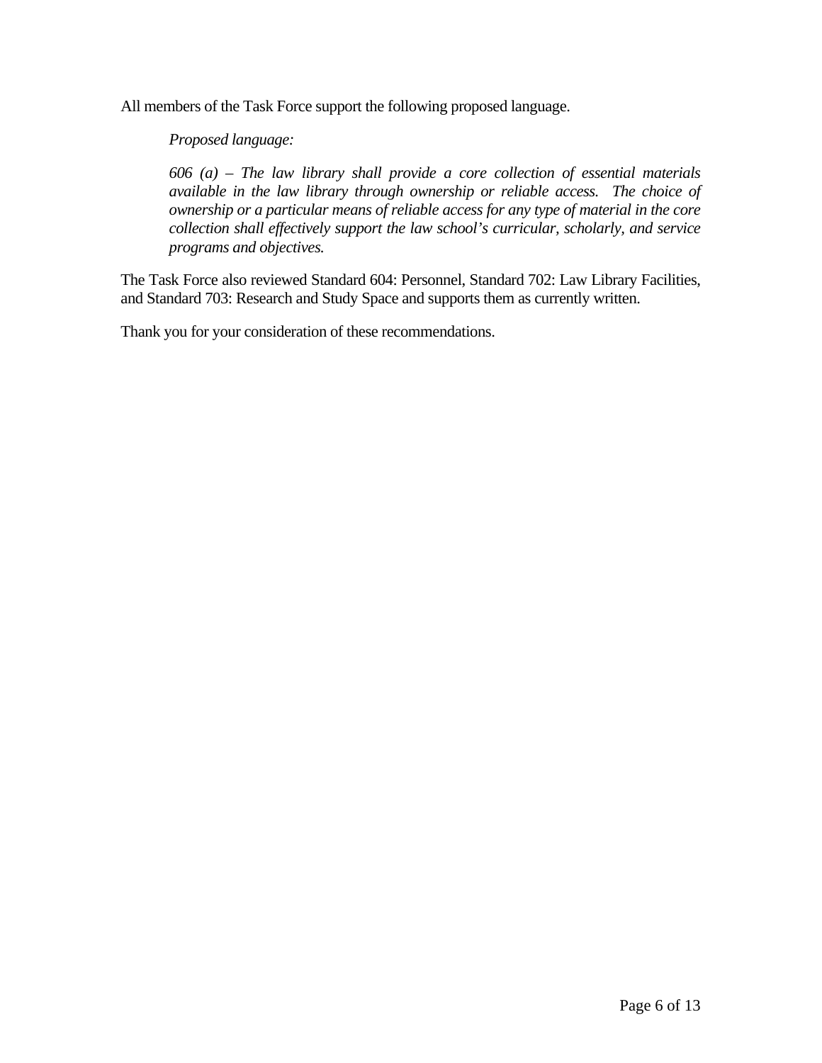All members of the Task Force support the following proposed language.

> *Proposed language:*
>
> *606 (a) – The law library shall provide a core collection of essential materials available in the law library through ownership or reliable access. The choice of ownership or a particular means of reliable access for any type of material in the core collection shall effectively support the law school's curricular, scholarly, and service programs and objectives.*

The Task Force also reviewed Standard 604: Personnel, Standard 702: Law Library Facilities, and Standard 703: Research and Study Space and supports them as currently written.

Thank you for your consideration of these recommendations.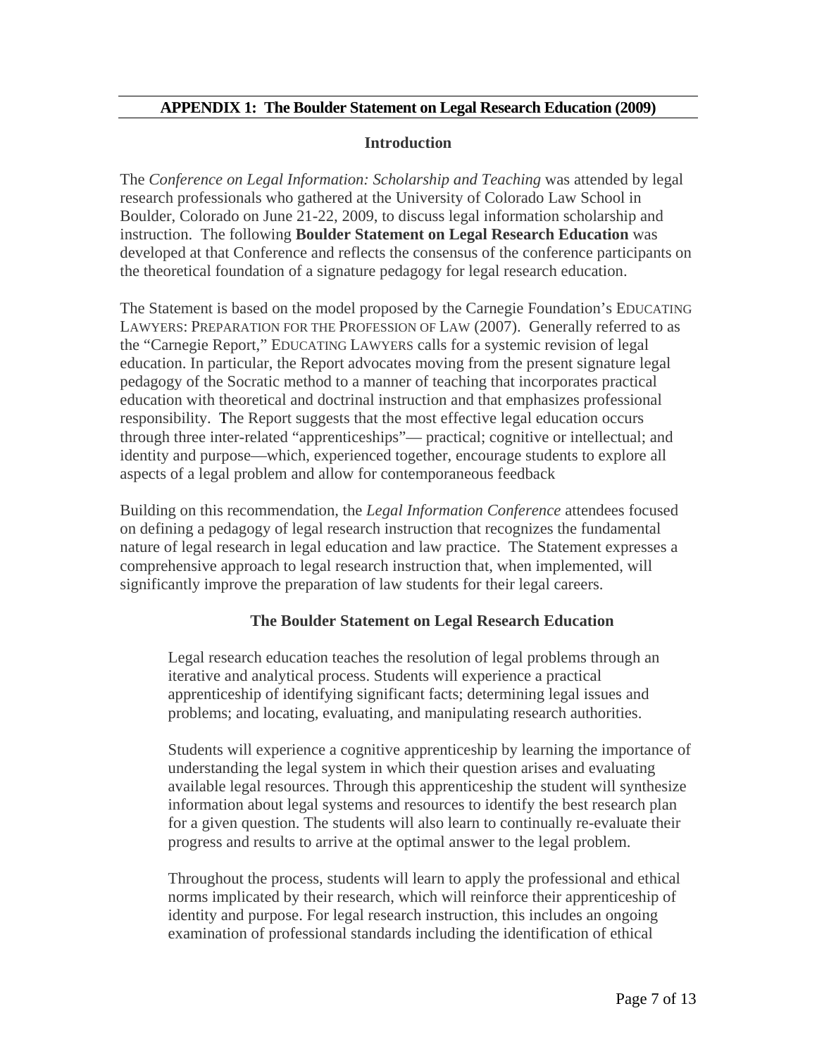## APPENDIX 1: The Boulder Statement on Legal Research Education (2009)

### Introduction

The *Conference on Legal Information: Scholarship and Teaching* was attended by legal research professionals who gathered at the University of Colorado Law School in Boulder, Colorado on June 21-22, 2009, to discuss legal information scholarship and instruction. The following **Boulder Statement on Legal Research Education** was developed at that Conference and reflects the consensus of the conference participants on the theoretical foundation of a signature pedagogy for legal research education.

The Statement is based on the model proposed by the Carnegie Foundation's EDUCATING LAWYERS: PREPARATION FOR THE PROFESSION OF LAW (2007). Generally referred to as the "Carnegie Report," EDUCATING LAWYERS calls for a systemic revision of legal education. In particular, the Report advocates moving from the present signature legal pedagogy of the Socratic method to a manner of teaching that incorporates practical education with theoretical and doctrinal instruction and that emphasizes professional responsibility. The Report suggests that the most effective legal education occurs through three inter-related "apprenticeships"— practical; cognitive or intellectual; and identity and purpose—which, experienced together, encourage students to explore all aspects of a legal problem and allow for contemporaneous feedback

Building on this recommendation, the *Legal Information Conference* attendees focused on defining a pedagogy of legal research instruction that recognizes the fundamental nature of legal research in legal education and law practice. The Statement expresses a comprehensive approach to legal research instruction that, when implemented, will significantly improve the preparation of law students for their legal careers.

### The Boulder Statement on Legal Research Education

> Legal research education teaches the resolution of legal problems through an iterative and analytical process. Students will experience a practical apprenticeship of identifying significant facts; determining legal issues and problems; and locating, evaluating, and manipulating research authorities.
>
> Students will experience a cognitive apprenticeship by learning the importance of understanding the legal system in which their question arises and evaluating available legal resources. Through this apprenticeship the student will synthesize information about legal systems and resources to identify the best research plan for a given question. The students will also learn to continually re-evaluate their progress and results to arrive at the optimal answer to the legal problem.
>
> Throughout the process, students will learn to apply the professional and ethical norms implicated by their research, which will reinforce their apprenticeship of identity and purpose. For legal research instruction, this includes an ongoing examination of professional standards including the identification of ethical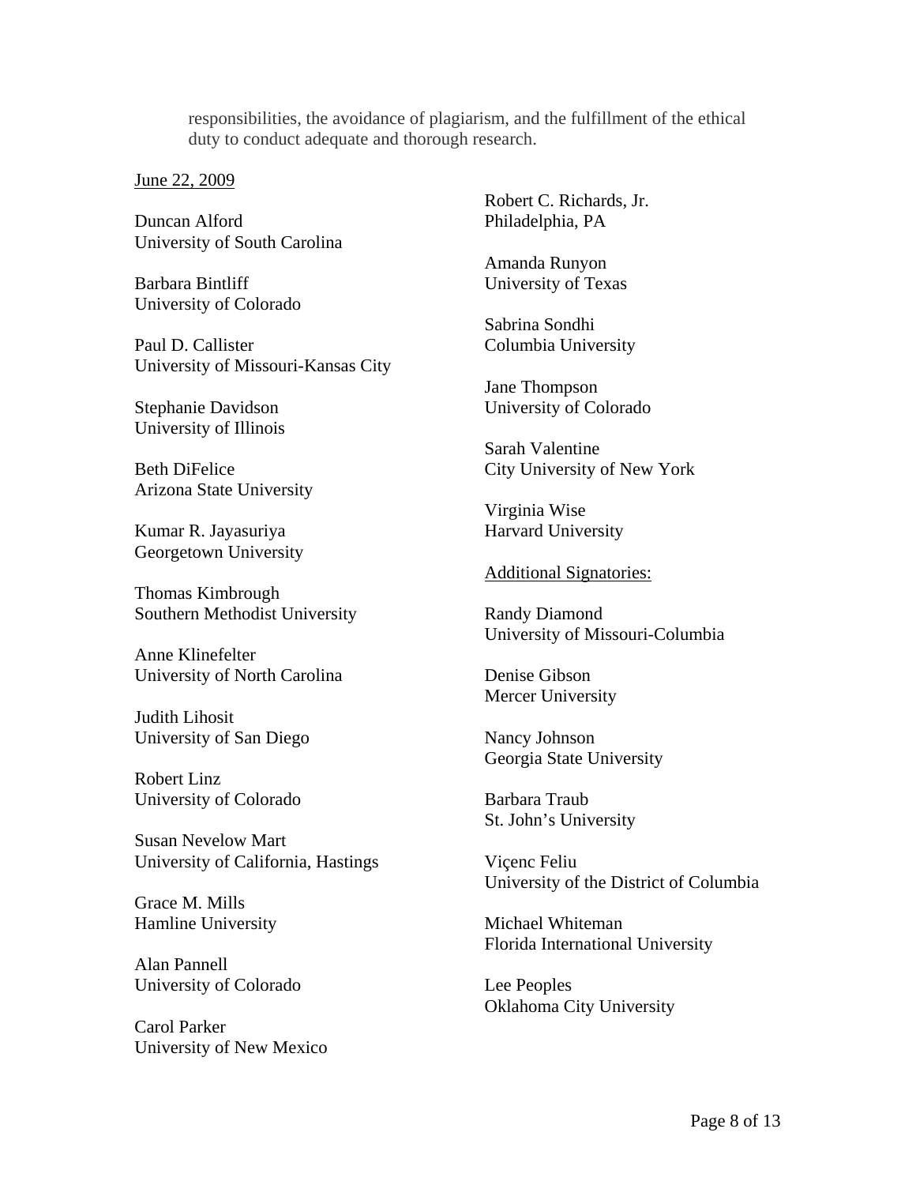responsibilities, the avoidance of plagiarism, and the fulfillment of the ethical duty to conduct adequate and thorough research.

<u>June 22, 2009</u>

Duncan Alford
University of South Carolina

Barbara Bintliff
University of Colorado

Paul D. Callister
University of Missouri-Kansas City

Stephanie Davidson
University of Illinois

Beth DiFelice
Arizona State University

Kumar R. Jayasuriya
Georgetown University

Thomas Kimbrough
Southern Methodist University

Anne Klinefelter
University of North Carolina

Judith Lihosit
University of San Diego

Robert Linz
University of Colorado

Susan Nevelow Mart
University of California, Hastings

Grace M. Mills
Hamline University

Alan Pannell
University of Colorado

Carol Parker
University of New Mexico

Robert C. Richards, Jr.
Philadelphia, PA

Amanda Runyon
University of Texas

Sabrina Sondhi
Columbia University

Jane Thompson
University of Colorado

Sarah Valentine
City University of New York

Virginia Wise
Harvard University

<u>Additional Signatories:</u>

Randy Diamond
University of Missouri-Columbia

Denise Gibson
Mercer University

Nancy Johnson
Georgia State University

Barbara Traub
St. John's University

Viçenc Feliu
University of the District of Columbia

Michael Whiteman
Florida International University

Lee Peoples
Oklahoma City University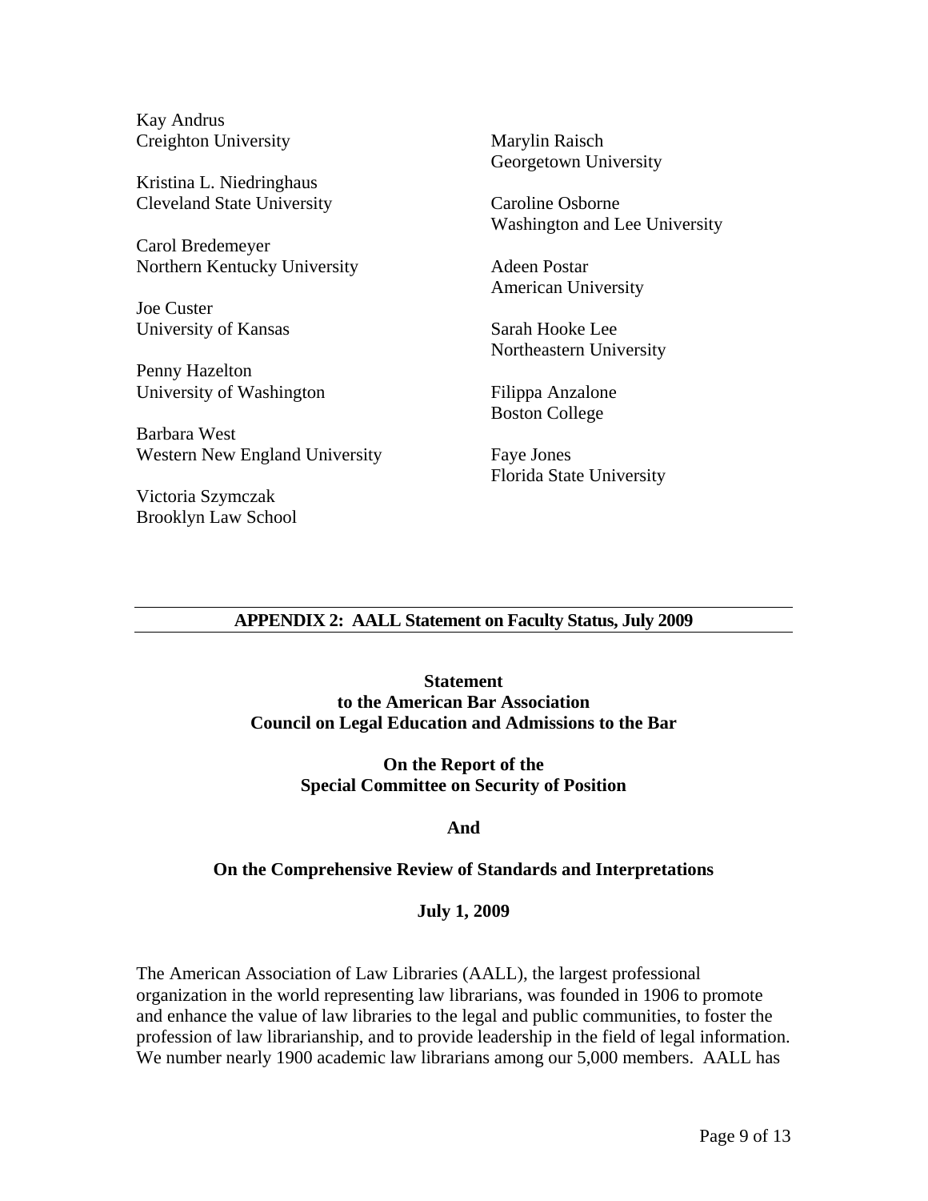Kay Andrus
Creighton University

Kristina L. Niedringhaus
Cleveland State University

Carol Bredemeyer
Northern Kentucky University

Joe Custer
University of Kansas

Penny Hazelton
University of Washington

Barbara West
Western New England University

Victoria Szymczak
Brooklyn Law School

Marylin Raisch
Georgetown University

Caroline Osborne
Washington and Lee University

Adeen Postar
American University

Sarah Hooke Lee
Northeastern University

Filippa Anzalone
Boston College

Faye Jones
Florida State University

## APPENDIX 2: AALL Statement on Faculty Status, July 2009

**Statement**
**to the American Bar Association**
**Council on Legal Education and Admissions to the Bar**

**On the Report of the**
**Special Committee on Security of Position**

**And**

**On the Comprehensive Review of Standards and Interpretations**

**July 1, 2009**

The American Association of Law Libraries (AALL), the largest professional organization in the world representing law librarians, was founded in 1906 to promote and enhance the value of law libraries to the legal and public communities, to foster the profession of law librarianship, and to provide leadership in the field of legal information. We number nearly 1900 academic law librarians among our 5,000 members. AALL has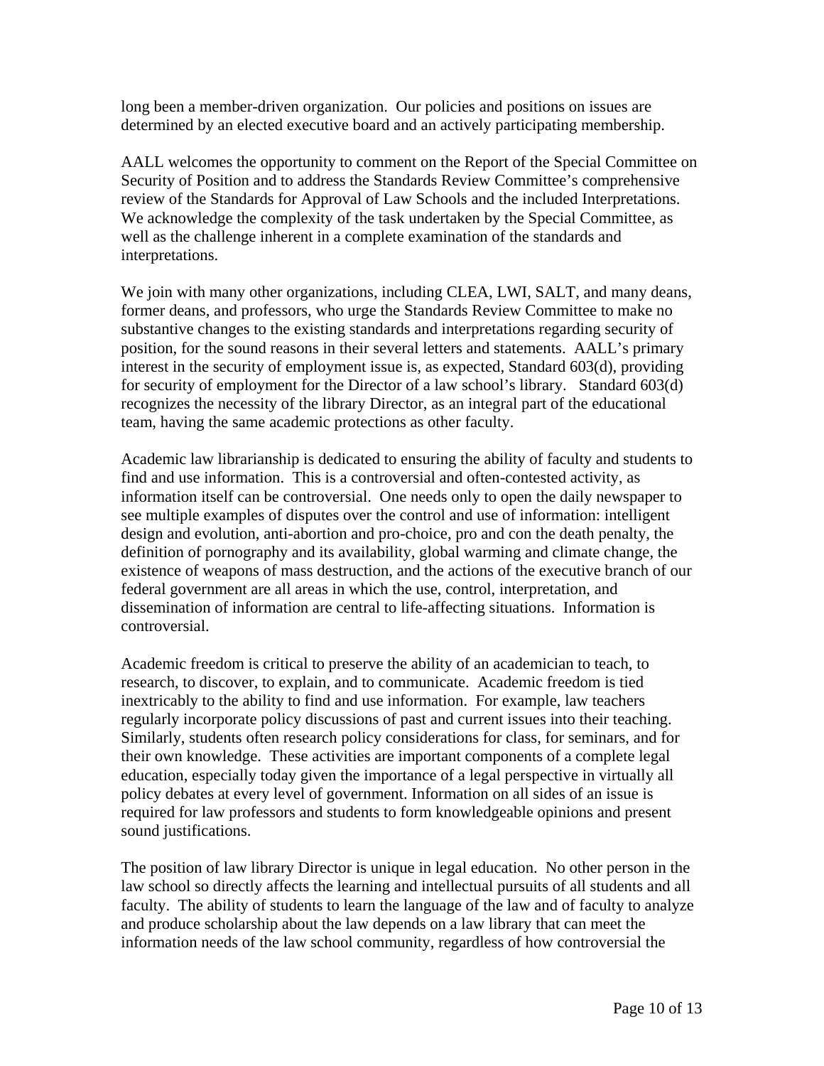long been a member-driven organization. Our policies and positions on issues are determined by an elected executive board and an actively participating membership.

AALL welcomes the opportunity to comment on the Report of the Special Committee on Security of Position and to address the Standards Review Committee's comprehensive review of the Standards for Approval of Law Schools and the included Interpretations. We acknowledge the complexity of the task undertaken by the Special Committee, as well as the challenge inherent in a complete examination of the standards and interpretations.

We join with many other organizations, including CLEA, LWI, SALT, and many deans, former deans, and professors, who urge the Standards Review Committee to make no substantive changes to the existing standards and interpretations regarding security of position, for the sound reasons in their several letters and statements. AALL's primary interest in the security of employment issue is, as expected, Standard 603(d), providing for security of employment for the Director of a law school's library. Standard 603(d) recognizes the necessity of the library Director, as an integral part of the educational team, having the same academic protections as other faculty.

Academic law librarianship is dedicated to ensuring the ability of faculty and students to find and use information. This is a controversial and often-contested activity, as information itself can be controversial. One needs only to open the daily newspaper to see multiple examples of disputes over the control and use of information: intelligent design and evolution, anti-abortion and pro-choice, pro and con the death penalty, the definition of pornography and its availability, global warming and climate change, the existence of weapons of mass destruction, and the actions of the executive branch of our federal government are all areas in which the use, control, interpretation, and dissemination of information are central to life-affecting situations. Information is controversial.

Academic freedom is critical to preserve the ability of an academician to teach, to research, to discover, to explain, and to communicate. Academic freedom is tied inextricably to the ability to find and use information. For example, law teachers regularly incorporate policy discussions of past and current issues into their teaching. Similarly, students often research policy considerations for class, for seminars, and for their own knowledge. These activities are important components of a complete legal education, especially today given the importance of a legal perspective in virtually all policy debates at every level of government. Information on all sides of an issue is required for law professors and students to form knowledgeable opinions and present sound justifications.

The position of law library Director is unique in legal education. No other person in the law school so directly affects the learning and intellectual pursuits of all students and all faculty. The ability of students to learn the language of the law and of faculty to analyze and produce scholarship about the law depends on a law library that can meet the information needs of the law school community, regardless of how controversial the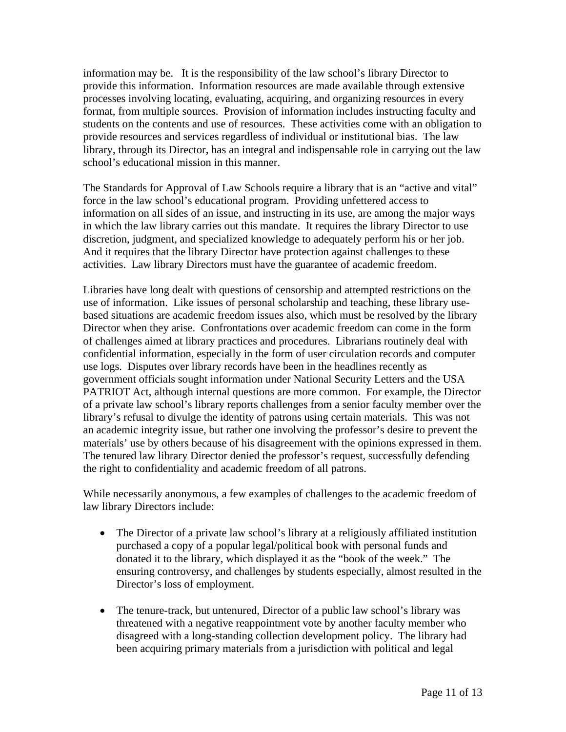information may be. It is the responsibility of the law school's library Director to provide this information. Information resources are made available through extensive processes involving locating, evaluating, acquiring, and organizing resources in every format, from multiple sources. Provision of information includes instructing faculty and students on the contents and use of resources. These activities come with an obligation to provide resources and services regardless of individual or institutional bias. The law library, through its Director, has an integral and indispensable role in carrying out the law school's educational mission in this manner.

The Standards for Approval of Law Schools require a library that is an "active and vital" force in the law school's educational program. Providing unfettered access to information on all sides of an issue, and instructing in its use, are among the major ways in which the law library carries out this mandate. It requires the library Director to use discretion, judgment, and specialized knowledge to adequately perform his or her job. And it requires that the library Director have protection against challenges to these activities. Law library Directors must have the guarantee of academic freedom.

Libraries have long dealt with questions of censorship and attempted restrictions on the use of information. Like issues of personal scholarship and teaching, these library use-based situations are academic freedom issues also, which must be resolved by the library Director when they arise. Confrontations over academic freedom can come in the form of challenges aimed at library practices and procedures. Librarians routinely deal with confidential information, especially in the form of user circulation records and computer use logs. Disputes over library records have been in the headlines recently as government officials sought information under National Security Letters and the USA PATRIOT Act, although internal questions are more common. For example, the Director of a private law school's library reports challenges from a senior faculty member over the library's refusal to divulge the identity of patrons using certain materials. This was not an academic integrity issue, but rather one involving the professor's desire to prevent the materials' use by others because of his disagreement with the opinions expressed in them. The tenured law library Director denied the professor's request, successfully defending the right to confidentiality and academic freedom of all patrons.

While necessarily anonymous, a few examples of challenges to the academic freedom of law library Directors include:

- The Director of a private law school's library at a religiously affiliated institution purchased a copy of a popular legal/political book with personal funds and donated it to the library, which displayed it as the "book of the week." The ensuring controversy, and challenges by students especially, almost resulted in the Director's loss of employment.

- The tenure-track, but untenured, Director of a public law school's library was threatened with a negative reappointment vote by another faculty member who disagreed with a long-standing collection development policy. The library had been acquiring primary materials from a jurisdiction with political and legal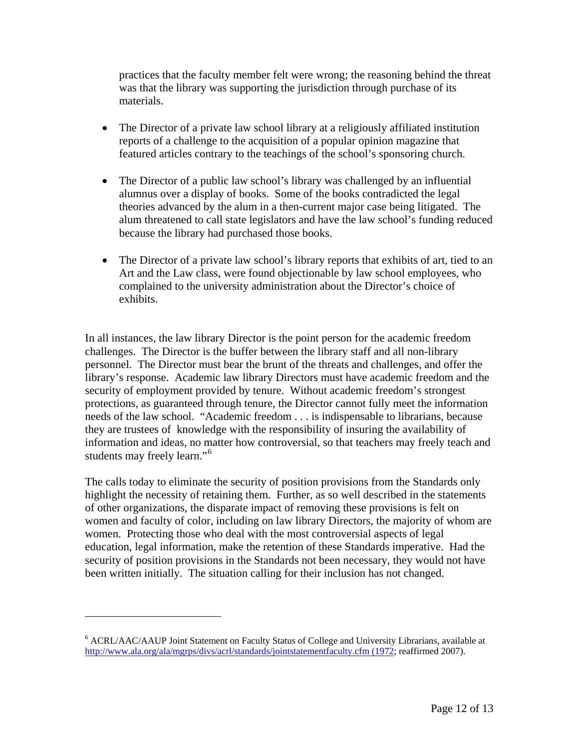practices that the faculty member felt were wrong; the reasoning behind the threat was that the library was supporting the jurisdiction through purchase of its materials.

- The Director of a private law school library at a religiously affiliated institution reports of a challenge to the acquisition of a popular opinion magazine that featured articles contrary to the teachings of the school's sponsoring church.

- The Director of a public law school's library was challenged by an influential alumnus over a display of books. Some of the books contradicted the legal theories advanced by the alum in a then-current major case being litigated. The alum threatened to call state legislators and have the law school's funding reduced because the library had purchased those books.

- The Director of a private law school's library reports that exhibits of art, tied to an Art and the Law class, were found objectionable by law school employees, who complained to the university administration about the Director's choice of exhibits.

In all instances, the law library Director is the point person for the academic freedom challenges. The Director is the buffer between the library staff and all non-library personnel. The Director must bear the brunt of the threats and challenges, and offer the library's response. Academic law library Directors must have academic freedom and the security of employment provided by tenure. Without academic freedom's strongest protections, as guaranteed through tenure, the Director cannot fully meet the information needs of the law school. "Academic freedom . . . is indispensable to librarians, because they are trustees of knowledge with the responsibility of insuring the availability of information and ideas, no matter how controversial, so that teachers may freely teach and students may freely learn."[6]

The calls today to eliminate the security of position provisions from the Standards only highlight the necessity of retaining them. Further, as so well described in the statements of other organizations, the disparate impact of removing these provisions is felt on women and faculty of color, including on law library Directors, the majority of whom are women. Protecting those who deal with the most controversial aspects of legal education, legal information, make the retention of these Standards imperative. Had the security of position provisions in the Standards not been necessary, they would not have been written initially. The situation calling for their inclusion has not changed.

---

[6] ACRL/AAC/AAUP Joint Statement on Faculty Status of College and University Librarians, available at http://www.ala.org/ala/mgrps/divs/acrl/standards/jointstatementfaculty.cfm (1972; reaffirmed 2007).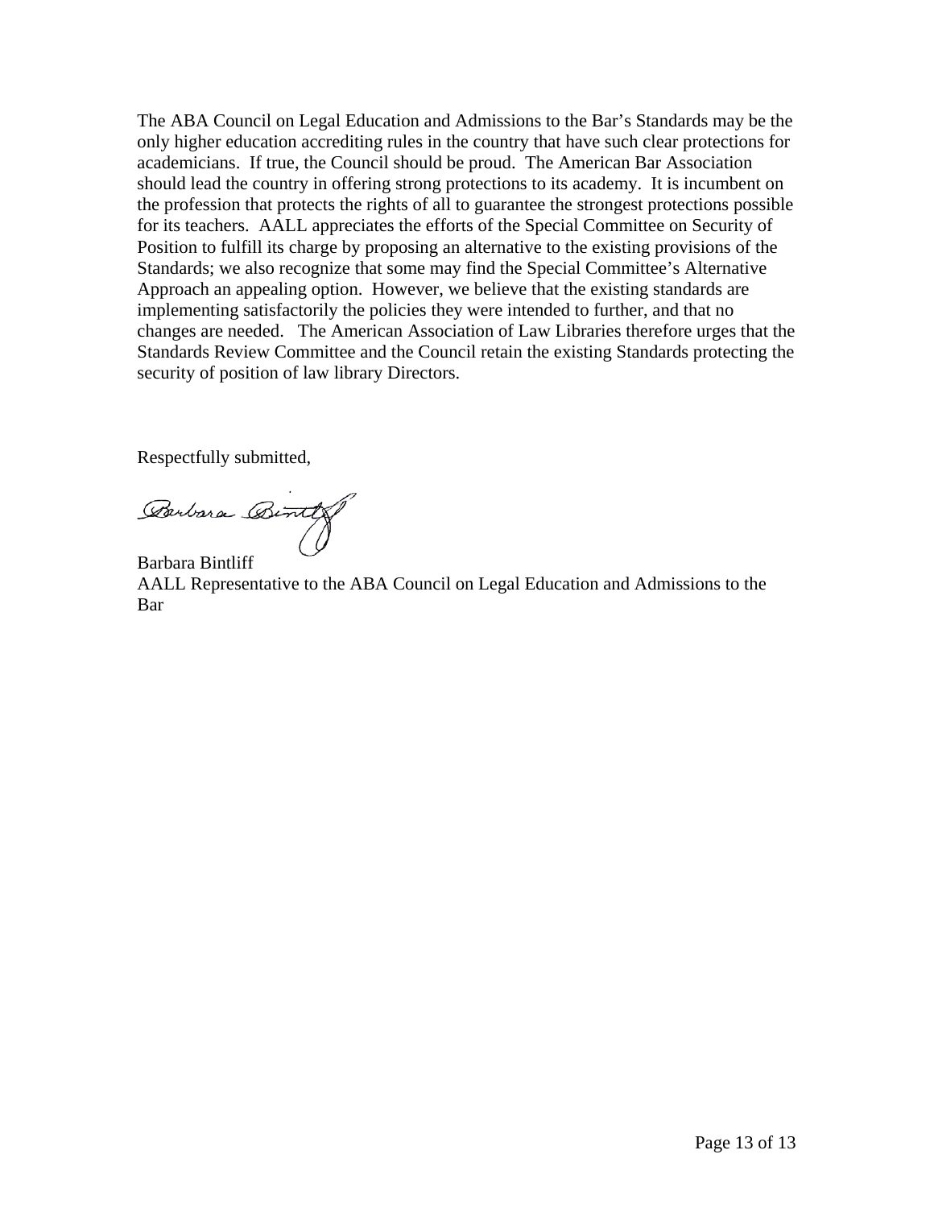The ABA Council on Legal Education and Admissions to the Bar's Standards may be the only higher education accrediting rules in the country that have such clear protections for academicians. If true, the Council should be proud. The American Bar Association should lead the country in offering strong protections to its academy. It is incumbent on the profession that protects the rights of all to guarantee the strongest protections possible for its teachers. AALL appreciates the efforts of the Special Committee on Security of Position to fulfill its charge by proposing an alternative to the existing provisions of the Standards; we also recognize that some may find the Special Committee's Alternative Approach an appealing option. However, we believe that the existing standards are implementing satisfactorily the policies they were intended to further, and that no changes are needed. The American Association of Law Libraries therefore urges that the Standards Review Committee and the Council retain the existing Standards protecting the security of position of law library Directors.

Respectfully submitted,

Barbara Bintliff

Barbara Bintliff
AALL Representative to the ABA Council on Legal Education and Admissions to the Bar